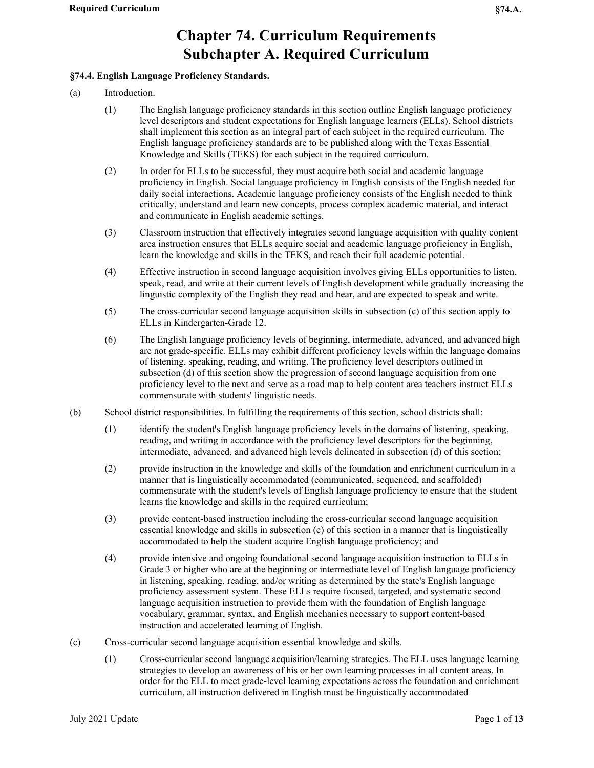# Chapter 74. Curriculum Requirements
# Subchapter A. Required Curriculum

**§74.4. English Language Proficiency Standards.**

(a) Introduction.

(1) The English language proficiency standards in this section outline English language proficiency level descriptors and student expectations for English language learners (ELLs). School districts shall implement this section as an integral part of each subject in the required curriculum. The English language proficiency standards are to be published along with the Texas Essential Knowledge and Skills (TEKS) for each subject in the required curriculum.

(2) In order for ELLs to be successful, they must acquire both social and academic language proficiency in English. Social language proficiency in English consists of the English needed for daily social interactions. Academic language proficiency consists of the English needed to think critically, understand and learn new concepts, process complex academic material, and interact and communicate in English academic settings.

(3) Classroom instruction that effectively integrates second language acquisition with quality content area instruction ensures that ELLs acquire social and academic language proficiency in English, learn the knowledge and skills in the TEKS, and reach their full academic potential.

(4) Effective instruction in second language acquisition involves giving ELLs opportunities to listen, speak, read, and write at their current levels of English development while gradually increasing the linguistic complexity of the English they read and hear, and are expected to speak and write.

(5) The cross-curricular second language acquisition skills in subsection (c) of this section apply to ELLs in Kindergarten-Grade 12.

(6) The English language proficiency levels of beginning, intermediate, advanced, and advanced high are not grade-specific. ELLs may exhibit different proficiency levels within the language domains of listening, speaking, reading, and writing. The proficiency level descriptors outlined in subsection (d) of this section show the progression of second language acquisition from one proficiency level to the next and serve as a road map to help content area teachers instruct ELLs commensurate with students' linguistic needs.

(b) School district responsibilities. In fulfilling the requirements of this section, school districts shall:

(1) identify the student's English language proficiency levels in the domains of listening, speaking, reading, and writing in accordance with the proficiency level descriptors for the beginning, intermediate, advanced, and advanced high levels delineated in subsection (d) of this section;

(2) provide instruction in the knowledge and skills of the foundation and enrichment curriculum in a manner that is linguistically accommodated (communicated, sequenced, and scaffolded) commensurate with the student's levels of English language proficiency to ensure that the student learns the knowledge and skills in the required curriculum;

(3) provide content-based instruction including the cross-curricular second language acquisition essential knowledge and skills in subsection (c) of this section in a manner that is linguistically accommodated to help the student acquire English language proficiency; and

(4) provide intensive and ongoing foundational second language acquisition instruction to ELLs in Grade 3 or higher who are at the beginning or intermediate level of English language proficiency in listening, speaking, reading, and/or writing as determined by the state's English language proficiency assessment system. These ELLs require focused, targeted, and systematic second language acquisition instruction to provide them with the foundation of English language vocabulary, grammar, syntax, and English mechanics necessary to support content-based instruction and accelerated learning of English.

(c) Cross-curricular second language acquisition essential knowledge and skills.

(1) Cross-curricular second language acquisition/learning strategies. The ELL uses language learning strategies to develop an awareness of his or her own learning processes in all content areas. In order for the ELL to meet grade-level learning expectations across the foundation and enrichment curriculum, all instruction delivered in English must be linguistically accommodated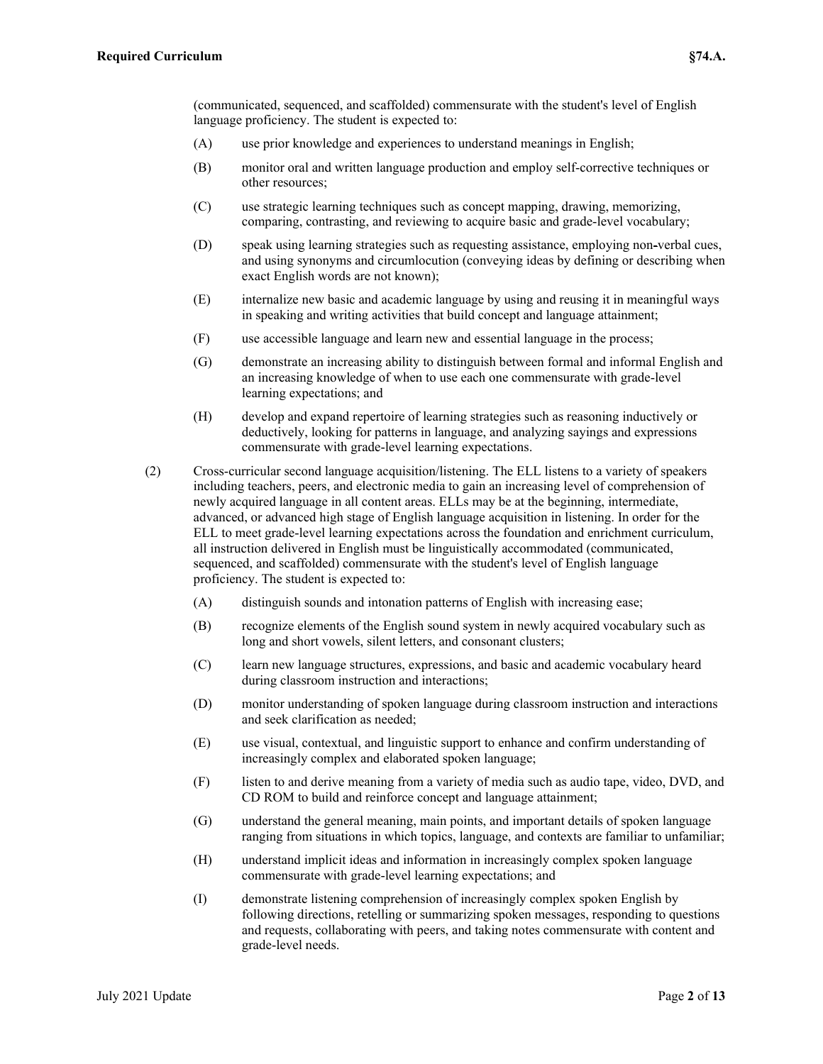(communicated, sequenced, and scaffolded) commensurate with the student's level of English language proficiency. The student is expected to:

(A) use prior knowledge and experiences to understand meanings in English;

(B) monitor oral and written language production and employ self-corrective techniques or other resources;

(C) use strategic learning techniques such as concept mapping, drawing, memorizing, comparing, contrasting, and reviewing to acquire basic and grade-level vocabulary;

(D) speak using learning strategies such as requesting assistance, employing non-verbal cues, and using synonyms and circumlocution (conveying ideas by defining or describing when exact English words are not known);

(E) internalize new basic and academic language by using and reusing it in meaningful ways in speaking and writing activities that build concept and language attainment;

(F) use accessible language and learn new and essential language in the process;

(G) demonstrate an increasing ability to distinguish between formal and informal English and an increasing knowledge of when to use each one commensurate with grade-level learning expectations; and

(H) develop and expand repertoire of learning strategies such as reasoning inductively or deductively, looking for patterns in language, and analyzing sayings and expressions commensurate with grade-level learning expectations.

(2) Cross-curricular second language acquisition/listening. The ELL listens to a variety of speakers including teachers, peers, and electronic media to gain an increasing level of comprehension of newly acquired language in all content areas. ELLs may be at the beginning, intermediate, advanced, or advanced high stage of English language acquisition in listening. In order for the ELL to meet grade-level learning expectations across the foundation and enrichment curriculum, all instruction delivered in English must be linguistically accommodated (communicated, sequenced, and scaffolded) commensurate with the student's level of English language proficiency. The student is expected to:

(A) distinguish sounds and intonation patterns of English with increasing ease;

(B) recognize elements of the English sound system in newly acquired vocabulary such as long and short vowels, silent letters, and consonant clusters;

(C) learn new language structures, expressions, and basic and academic vocabulary heard during classroom instruction and interactions;

(D) monitor understanding of spoken language during classroom instruction and interactions and seek clarification as needed;

(E) use visual, contextual, and linguistic support to enhance and confirm understanding of increasingly complex and elaborated spoken language;

(F) listen to and derive meaning from a variety of media such as audio tape, video, DVD, and CD ROM to build and reinforce concept and language attainment;

(G) understand the general meaning, main points, and important details of spoken language ranging from situations in which topics, language, and contexts are familiar to unfamiliar;

(H) understand implicit ideas and information in increasingly complex spoken language commensurate with grade-level learning expectations; and

(I) demonstrate listening comprehension of increasingly complex spoken English by following directions, retelling or summarizing spoken messages, responding to questions and requests, collaborating with peers, and taking notes commensurate with content and grade-level needs.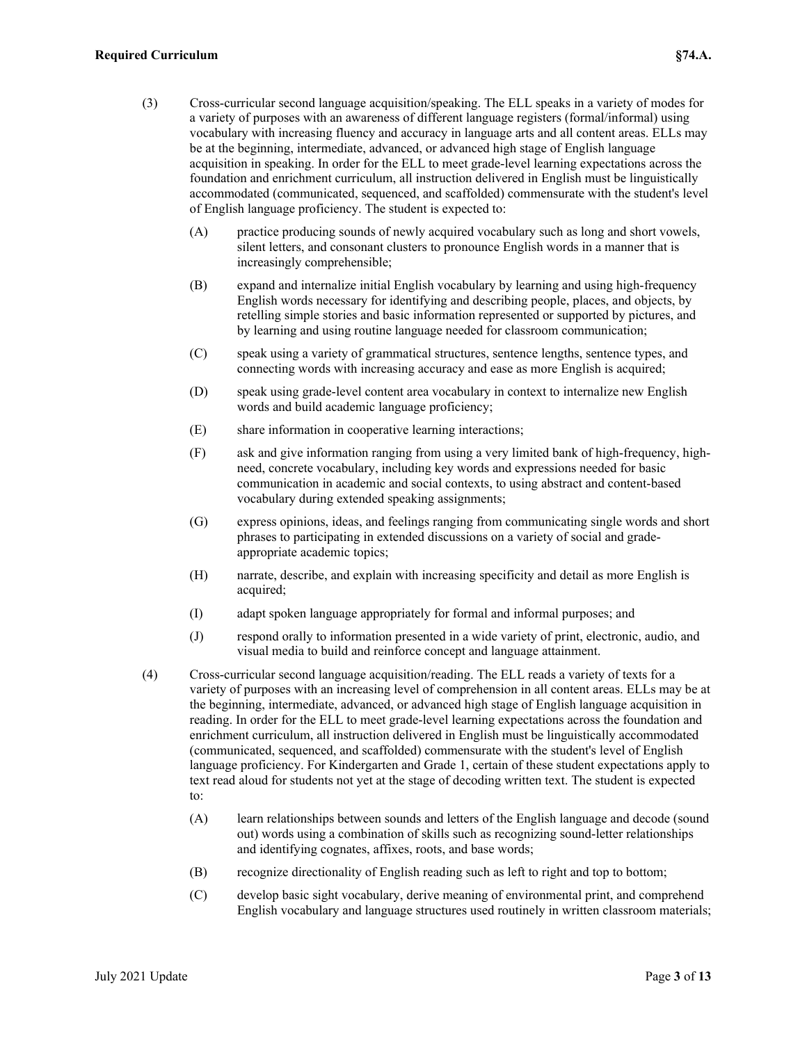(3) Cross-curricular second language acquisition/speaking. The ELL speaks in a variety of modes for a variety of purposes with an awareness of different language registers (formal/informal) using vocabulary with increasing fluency and accuracy in language arts and all content areas. ELLs may be at the beginning, intermediate, advanced, or advanced high stage of English language acquisition in speaking. In order for the ELL to meet grade-level learning expectations across the foundation and enrichment curriculum, all instruction delivered in English must be linguistically accommodated (communicated, sequenced, and scaffolded) commensurate with the student's level of English language proficiency. The student is expected to:

- (A) practice producing sounds of newly acquired vocabulary such as long and short vowels, silent letters, and consonant clusters to pronounce English words in a manner that is increasingly comprehensible;
- (B) expand and internalize initial English vocabulary by learning and using high-frequency English words necessary for identifying and describing people, places, and objects, by retelling simple stories and basic information represented or supported by pictures, and by learning and using routine language needed for classroom communication;
- (C) speak using a variety of grammatical structures, sentence lengths, sentence types, and connecting words with increasing accuracy and ease as more English is acquired;
- (D) speak using grade-level content area vocabulary in context to internalize new English words and build academic language proficiency;
- (E) share information in cooperative learning interactions;
- (F) ask and give information ranging from using a very limited bank of high-frequency, high-need, concrete vocabulary, including key words and expressions needed for basic communication in academic and social contexts, to using abstract and content-based vocabulary during extended speaking assignments;
- (G) express opinions, ideas, and feelings ranging from communicating single words and short phrases to participating in extended discussions on a variety of social and grade-appropriate academic topics;
- (H) narrate, describe, and explain with increasing specificity and detail as more English is acquired;
- (I) adapt spoken language appropriately for formal and informal purposes; and
- (J) respond orally to information presented in a wide variety of print, electronic, audio, and visual media to build and reinforce concept and language attainment.

(4) Cross-curricular second language acquisition/reading. The ELL reads a variety of texts for a variety of purposes with an increasing level of comprehension in all content areas. ELLs may be at the beginning, intermediate, advanced, or advanced high stage of English language acquisition in reading. In order for the ELL to meet grade-level learning expectations across the foundation and enrichment curriculum, all instruction delivered in English must be linguistically accommodated (communicated, sequenced, and scaffolded) commensurate with the student's level of English language proficiency. For Kindergarten and Grade 1, certain of these student expectations apply to text read aloud for students not yet at the stage of decoding written text. The student is expected to:

- (A) learn relationships between sounds and letters of the English language and decode (sound out) words using a combination of skills such as recognizing sound-letter relationships and identifying cognates, affixes, roots, and base words;
- (B) recognize directionality of English reading such as left to right and top to bottom;
- (C) develop basic sight vocabulary, derive meaning of environmental print, and comprehend English vocabulary and language structures used routinely in written classroom materials;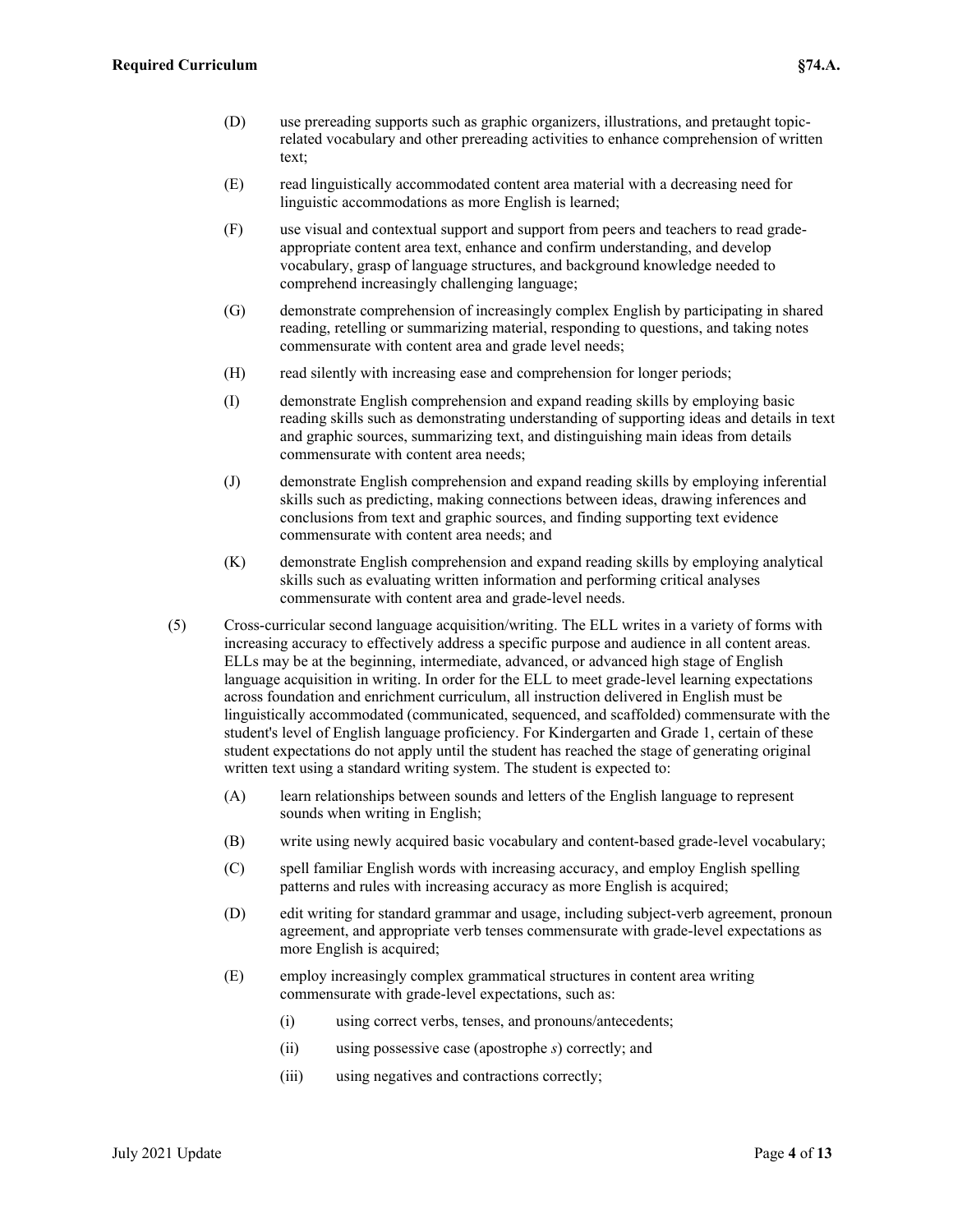(D) use prereading supports such as graphic organizers, illustrations, and pretaught topic-related vocabulary and other prereading activities to enhance comprehension of written text;

(E) read linguistically accommodated content area material with a decreasing need for linguistic accommodations as more English is learned;

(F) use visual and contextual support and support from peers and teachers to read grade-appropriate content area text, enhance and confirm understanding, and develop vocabulary, grasp of language structures, and background knowledge needed to comprehend increasingly challenging language;

(G) demonstrate comprehension of increasingly complex English by participating in shared reading, retelling or summarizing material, responding to questions, and taking notes commensurate with content area and grade level needs;

(H) read silently with increasing ease and comprehension for longer periods;

(I) demonstrate English comprehension and expand reading skills by employing basic reading skills such as demonstrating understanding of supporting ideas and details in text and graphic sources, summarizing text, and distinguishing main ideas from details commensurate with content area needs;

(J) demonstrate English comprehension and expand reading skills by employing inferential skills such as predicting, making connections between ideas, drawing inferences and conclusions from text and graphic sources, and finding supporting text evidence commensurate with content area needs; and

(K) demonstrate English comprehension and expand reading skills by employing analytical skills such as evaluating written information and performing critical analyses commensurate with content area and grade-level needs.

(5) Cross-curricular second language acquisition/writing. The ELL writes in a variety of forms with increasing accuracy to effectively address a specific purpose and audience in all content areas. ELLs may be at the beginning, intermediate, advanced, or advanced high stage of English language acquisition in writing. In order for the ELL to meet grade-level learning expectations across foundation and enrichment curriculum, all instruction delivered in English must be linguistically accommodated (communicated, sequenced, and scaffolded) commensurate with the student's level of English language proficiency. For Kindergarten and Grade 1, certain of these student expectations do not apply until the student has reached the stage of generating original written text using a standard writing system. The student is expected to:

(A) learn relationships between sounds and letters of the English language to represent sounds when writing in English;

(B) write using newly acquired basic vocabulary and content-based grade-level vocabulary;

(C) spell familiar English words with increasing accuracy, and employ English spelling patterns and rules with increasing accuracy as more English is acquired;

(D) edit writing for standard grammar and usage, including subject-verb agreement, pronoun agreement, and appropriate verb tenses commensurate with grade-level expectations as more English is acquired;

(E) employ increasingly complex grammatical structures in content area writing commensurate with grade-level expectations, such as:

(i) using correct verbs, tenses, and pronouns/antecedents;

(ii) using possessive case (apostrophe *s*) correctly; and

(iii) using negatives and contractions correctly;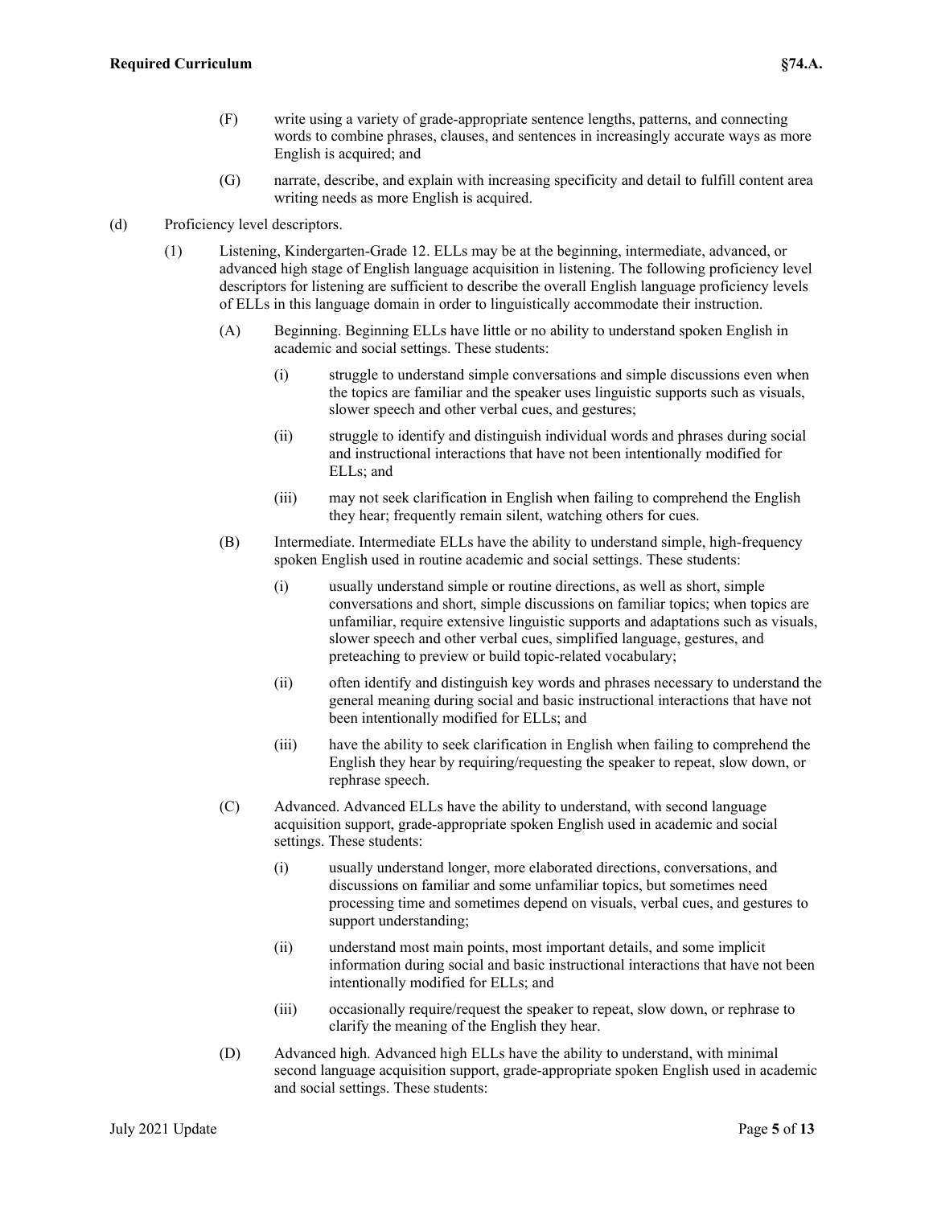(F) write using a variety of grade-appropriate sentence lengths, patterns, and connecting words to combine phrases, clauses, and sentences in increasingly accurate ways as more English is acquired; and

(G) narrate, describe, and explain with increasing specificity and detail to fulfill content area writing needs as more English is acquired.

(d) Proficiency level descriptors.

(1) Listening, Kindergarten-Grade 12. ELLs may be at the beginning, intermediate, advanced, or advanced high stage of English language acquisition in listening. The following proficiency level descriptors for listening are sufficient to describe the overall English language proficiency levels of ELLs in this language domain in order to linguistically accommodate their instruction.

(A) Beginning. Beginning ELLs have little or no ability to understand spoken English in academic and social settings. These students:

(i) struggle to understand simple conversations and simple discussions even when the topics are familiar and the speaker uses linguistic supports such as visuals, slower speech and other verbal cues, and gestures;

(ii) struggle to identify and distinguish individual words and phrases during social and instructional interactions that have not been intentionally modified for ELLs; and

(iii) may not seek clarification in English when failing to comprehend the English they hear; frequently remain silent, watching others for cues.

(B) Intermediate. Intermediate ELLs have the ability to understand simple, high-frequency spoken English used in routine academic and social settings. These students:

(i) usually understand simple or routine directions, as well as short, simple conversations and short, simple discussions on familiar topics; when topics are unfamiliar, require extensive linguistic supports and adaptations such as visuals, slower speech and other verbal cues, simplified language, gestures, and preteaching to preview or build topic-related vocabulary;

(ii) often identify and distinguish key words and phrases necessary to understand the general meaning during social and basic instructional interactions that have not been intentionally modified for ELLs; and

(iii) have the ability to seek clarification in English when failing to comprehend the English they hear by requiring/requesting the speaker to repeat, slow down, or rephrase speech.

(C) Advanced. Advanced ELLs have the ability to understand, with second language acquisition support, grade-appropriate spoken English used in academic and social settings. These students:

(i) usually understand longer, more elaborated directions, conversations, and discussions on familiar and some unfamiliar topics, but sometimes need processing time and sometimes depend on visuals, verbal cues, and gestures to support understanding;

(ii) understand most main points, most important details, and some implicit information during social and basic instructional interactions that have not been intentionally modified for ELLs; and

(iii) occasionally require/request the speaker to repeat, slow down, or rephrase to clarify the meaning of the English they hear.

(D) Advanced high. Advanced high ELLs have the ability to understand, with minimal second language acquisition support, grade-appropriate spoken English used in academic and social settings. These students: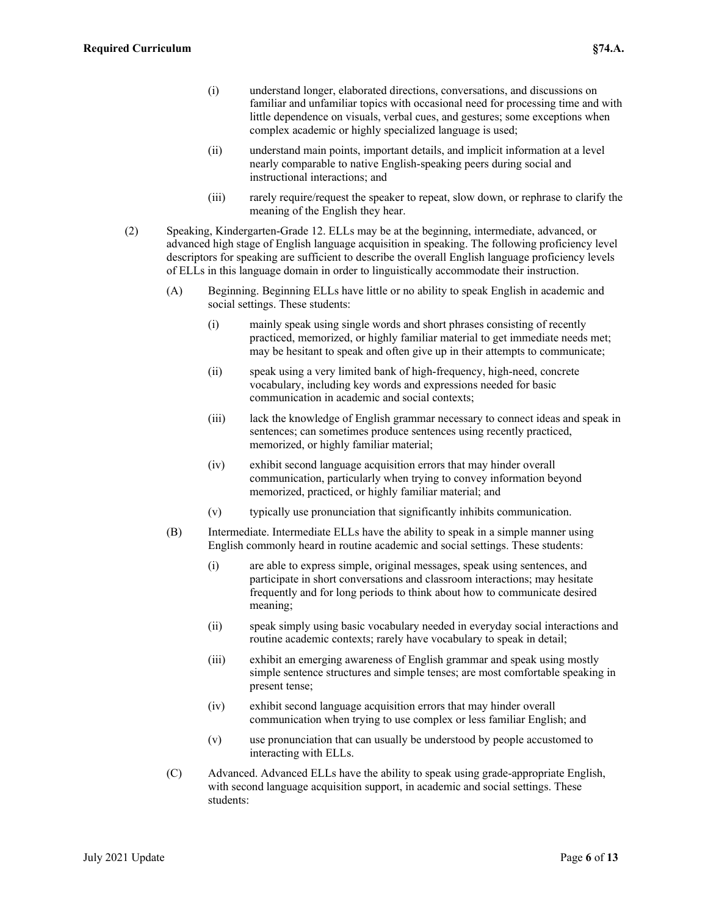(i) understand longer, elaborated directions, conversations, and discussions on familiar and unfamiliar topics with occasional need for processing time and with little dependence on visuals, verbal cues, and gestures; some exceptions when complex academic or highly specialized language is used;

(ii) understand main points, important details, and implicit information at a level nearly comparable to native English-speaking peers during social and instructional interactions; and

(iii) rarely require/request the speaker to repeat, slow down, or rephrase to clarify the meaning of the English they hear.

(2) Speaking, Kindergarten-Grade 12. ELLs may be at the beginning, intermediate, advanced, or advanced high stage of English language acquisition in speaking. The following proficiency level descriptors for speaking are sufficient to describe the overall English language proficiency levels of ELLs in this language domain in order to linguistically accommodate their instruction.

(A) Beginning. Beginning ELLs have little or no ability to speak English in academic and social settings. These students:

(i) mainly speak using single words and short phrases consisting of recently practiced, memorized, or highly familiar material to get immediate needs met; may be hesitant to speak and often give up in their attempts to communicate;

(ii) speak using a very limited bank of high-frequency, high-need, concrete vocabulary, including key words and expressions needed for basic communication in academic and social contexts;

(iii) lack the knowledge of English grammar necessary to connect ideas and speak in sentences; can sometimes produce sentences using recently practiced, memorized, or highly familiar material;

(iv) exhibit second language acquisition errors that may hinder overall communication, particularly when trying to convey information beyond memorized, practiced, or highly familiar material; and

(v) typically use pronunciation that significantly inhibits communication.

(B) Intermediate. Intermediate ELLs have the ability to speak in a simple manner using English commonly heard in routine academic and social settings. These students:

(i) are able to express simple, original messages, speak using sentences, and participate in short conversations and classroom interactions; may hesitate frequently and for long periods to think about how to communicate desired meaning;

(ii) speak simply using basic vocabulary needed in everyday social interactions and routine academic contexts; rarely have vocabulary to speak in detail;

(iii) exhibit an emerging awareness of English grammar and speak using mostly simple sentence structures and simple tenses; are most comfortable speaking in present tense;

(iv) exhibit second language acquisition errors that may hinder overall communication when trying to use complex or less familiar English; and

(v) use pronunciation that can usually be understood by people accustomed to interacting with ELLs.

(C) Advanced. Advanced ELLs have the ability to speak using grade-appropriate English, with second language acquisition support, in academic and social settings. These students: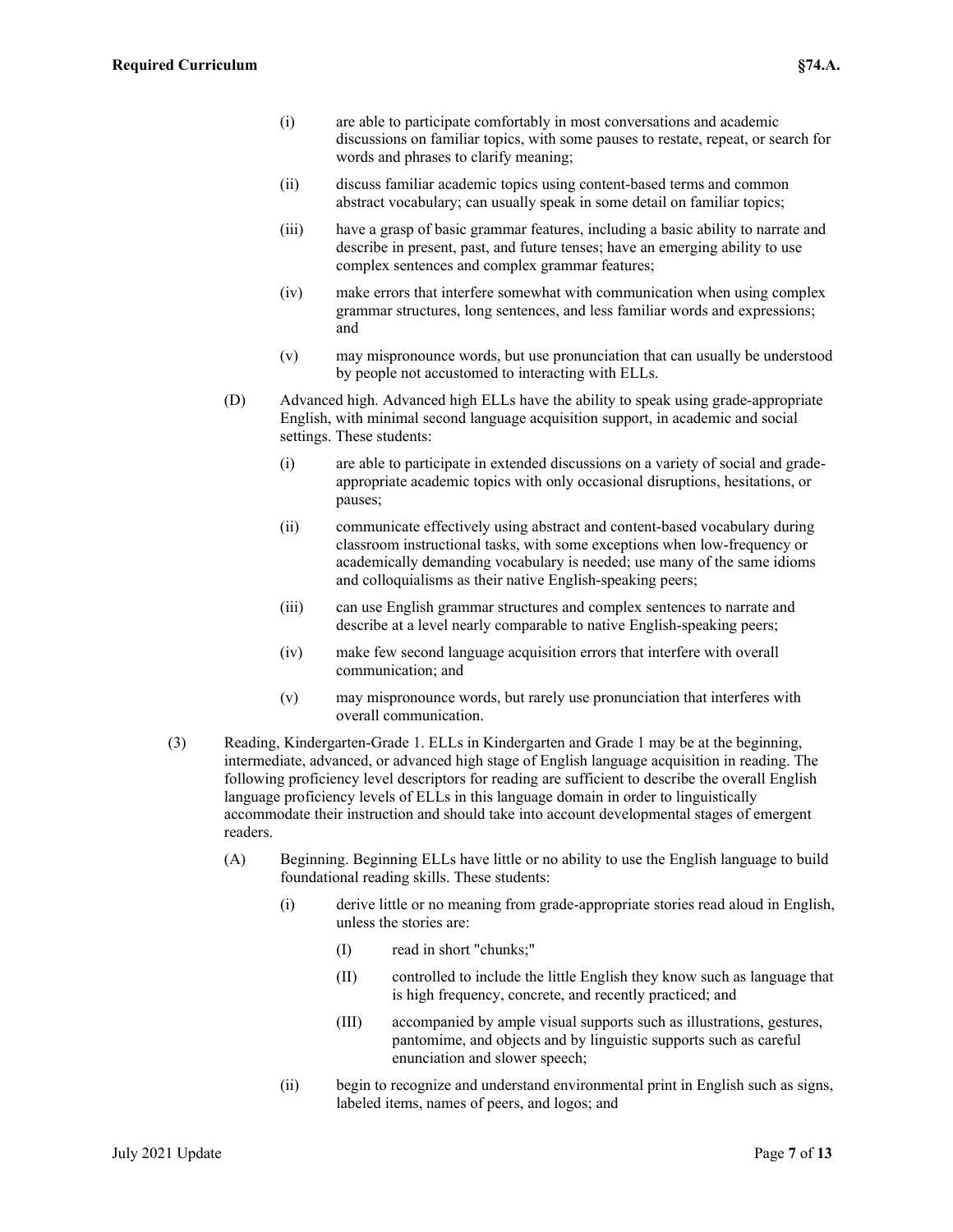(i) are able to participate comfortably in most conversations and academic discussions on familiar topics, with some pauses to restate, repeat, or search for words and phrases to clarify meaning;

(ii) discuss familiar academic topics using content-based terms and common abstract vocabulary; can usually speak in some detail on familiar topics;

(iii) have a grasp of basic grammar features, including a basic ability to narrate and describe in present, past, and future tenses; have an emerging ability to use complex sentences and complex grammar features;

(iv) make errors that interfere somewhat with communication when using complex grammar structures, long sentences, and less familiar words and expressions; and

(v) may mispronounce words, but use pronunciation that can usually be understood by people not accustomed to interacting with ELLs.

(D) Advanced high. Advanced high ELLs have the ability to speak using grade-appropriate English, with minimal second language acquisition support, in academic and social settings. These students:

(i) are able to participate in extended discussions on a variety of social and grade-appropriate academic topics with only occasional disruptions, hesitations, or pauses;

(ii) communicate effectively using abstract and content-based vocabulary during classroom instructional tasks, with some exceptions when low-frequency or academically demanding vocabulary is needed; use many of the same idioms and colloquialisms as their native English-speaking peers;

(iii) can use English grammar structures and complex sentences to narrate and describe at a level nearly comparable to native English-speaking peers;

(iv) make few second language acquisition errors that interfere with overall communication; and

(v) may mispronounce words, but rarely use pronunciation that interferes with overall communication.

(3) Reading, Kindergarten-Grade 1. ELLs in Kindergarten and Grade 1 may be at the beginning, intermediate, advanced, or advanced high stage of English language acquisition in reading. The following proficiency level descriptors for reading are sufficient to describe the overall English language proficiency levels of ELLs in this language domain in order to linguistically accommodate their instruction and should take into account developmental stages of emergent readers.

(A) Beginning. Beginning ELLs have little or no ability to use the English language to build foundational reading skills. These students:

(i) derive little or no meaning from grade-appropriate stories read aloud in English, unless the stories are:

(I) read in short "chunks;"

(II) controlled to include the little English they know such as language that is high frequency, concrete, and recently practiced; and

(III) accompanied by ample visual supports such as illustrations, gestures, pantomime, and objects and by linguistic supports such as careful enunciation and slower speech;

(ii) begin to recognize and understand environmental print in English such as signs, labeled items, names of peers, and logos; and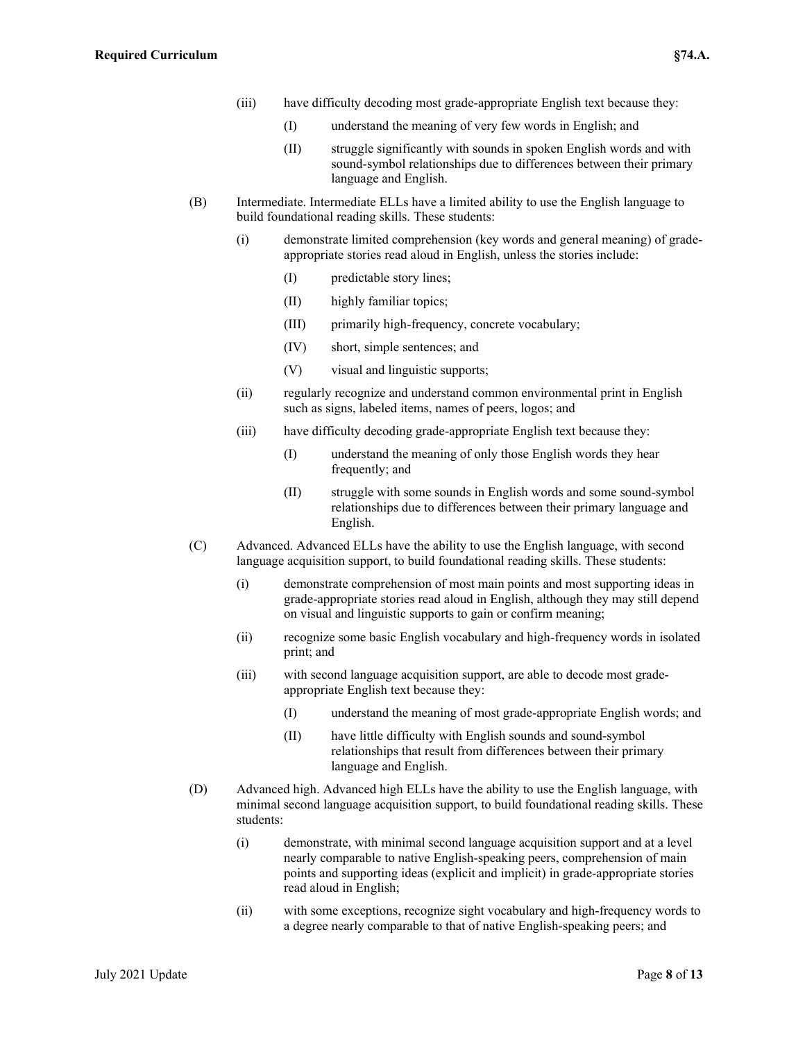- (iii) have difficulty decoding most grade-appropriate English text because they:
  - (I) understand the meaning of very few words in English; and
  - (II) struggle significantly with sounds in spoken English words and with sound-symbol relationships due to differences between their primary language and English.

(B) Intermediate. Intermediate ELLs have a limited ability to use the English language to build foundational reading skills. These students:

- (i) demonstrate limited comprehension (key words and general meaning) of grade-appropriate stories read aloud in English, unless the stories include:
  - (I) predictable story lines;
  - (II) highly familiar topics;
  - (III) primarily high-frequency, concrete vocabulary;
  - (IV) short, simple sentences; and
  - (V) visual and linguistic supports;
- (ii) regularly recognize and understand common environmental print in English such as signs, labeled items, names of peers, logos; and
- (iii) have difficulty decoding grade-appropriate English text because they:
  - (I) understand the meaning of only those English words they hear frequently; and
  - (II) struggle with some sounds in English words and some sound-symbol relationships due to differences between their primary language and English.

(C) Advanced. Advanced ELLs have the ability to use the English language, with second language acquisition support, to build foundational reading skills. These students:

- (i) demonstrate comprehension of most main points and most supporting ideas in grade-appropriate stories read aloud in English, although they may still depend on visual and linguistic supports to gain or confirm meaning;
- (ii) recognize some basic English vocabulary and high-frequency words in isolated print; and
- (iii) with second language acquisition support, are able to decode most grade-appropriate English text because they:
  - (I) understand the meaning of most grade-appropriate English words; and
  - (II) have little difficulty with English sounds and sound-symbol relationships that result from differences between their primary language and English.

(D) Advanced high. Advanced high ELLs have the ability to use the English language, with minimal second language acquisition support, to build foundational reading skills. These students:

- (i) demonstrate, with minimal second language acquisition support and at a level nearly comparable to native English-speaking peers, comprehension of main points and supporting ideas (explicit and implicit) in grade-appropriate stories read aloud in English;
- (ii) with some exceptions, recognize sight vocabulary and high-frequency words to a degree nearly comparable to that of native English-speaking peers; and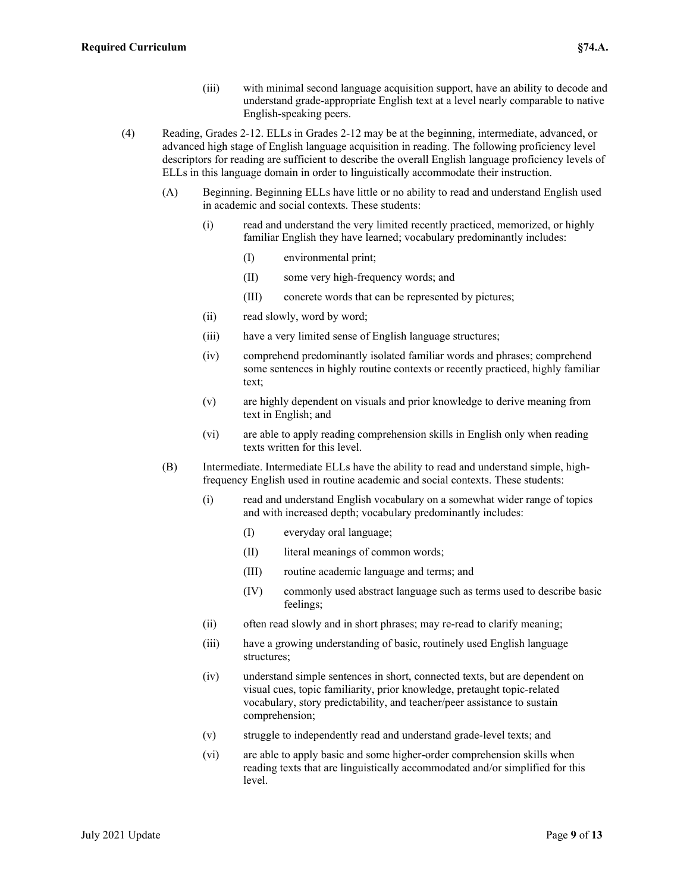(iii) with minimal second language acquisition support, have an ability to decode and understand grade-appropriate English text at a level nearly comparable to native English-speaking peers.

(4) Reading, Grades 2-12. ELLs in Grades 2-12 may be at the beginning, intermediate, advanced, or advanced high stage of English language acquisition in reading. The following proficiency level descriptors for reading are sufficient to describe the overall English language proficiency levels of ELLs in this language domain in order to linguistically accommodate their instruction.

(A) Beginning. Beginning ELLs have little or no ability to read and understand English used in academic and social contexts. These students:

(i) read and understand the very limited recently practiced, memorized, or highly familiar English they have learned; vocabulary predominantly includes:

(I) environmental print;

(II) some very high-frequency words; and

(III) concrete words that can be represented by pictures;

(ii) read slowly, word by word;

(iii) have a very limited sense of English language structures;

(iv) comprehend predominantly isolated familiar words and phrases; comprehend some sentences in highly routine contexts or recently practiced, highly familiar text;

(v) are highly dependent on visuals and prior knowledge to derive meaning from text in English; and

(vi) are able to apply reading comprehension skills in English only when reading texts written for this level.

(B) Intermediate. Intermediate ELLs have the ability to read and understand simple, high-frequency English used in routine academic and social contexts. These students:

(i) read and understand English vocabulary on a somewhat wider range of topics and with increased depth; vocabulary predominantly includes:

(I) everyday oral language;

(II) literal meanings of common words;

(III) routine academic language and terms; and

(IV) commonly used abstract language such as terms used to describe basic feelings;

(ii) often read slowly and in short phrases; may re-read to clarify meaning;

(iii) have a growing understanding of basic, routinely used English language structures;

(iv) understand simple sentences in short, connected texts, but are dependent on visual cues, topic familiarity, prior knowledge, pretaught topic-related vocabulary, story predictability, and teacher/peer assistance to sustain comprehension;

(v) struggle to independently read and understand grade-level texts; and

(vi) are able to apply basic and some higher-order comprehension skills when reading texts that are linguistically accommodated and/or simplified for this level.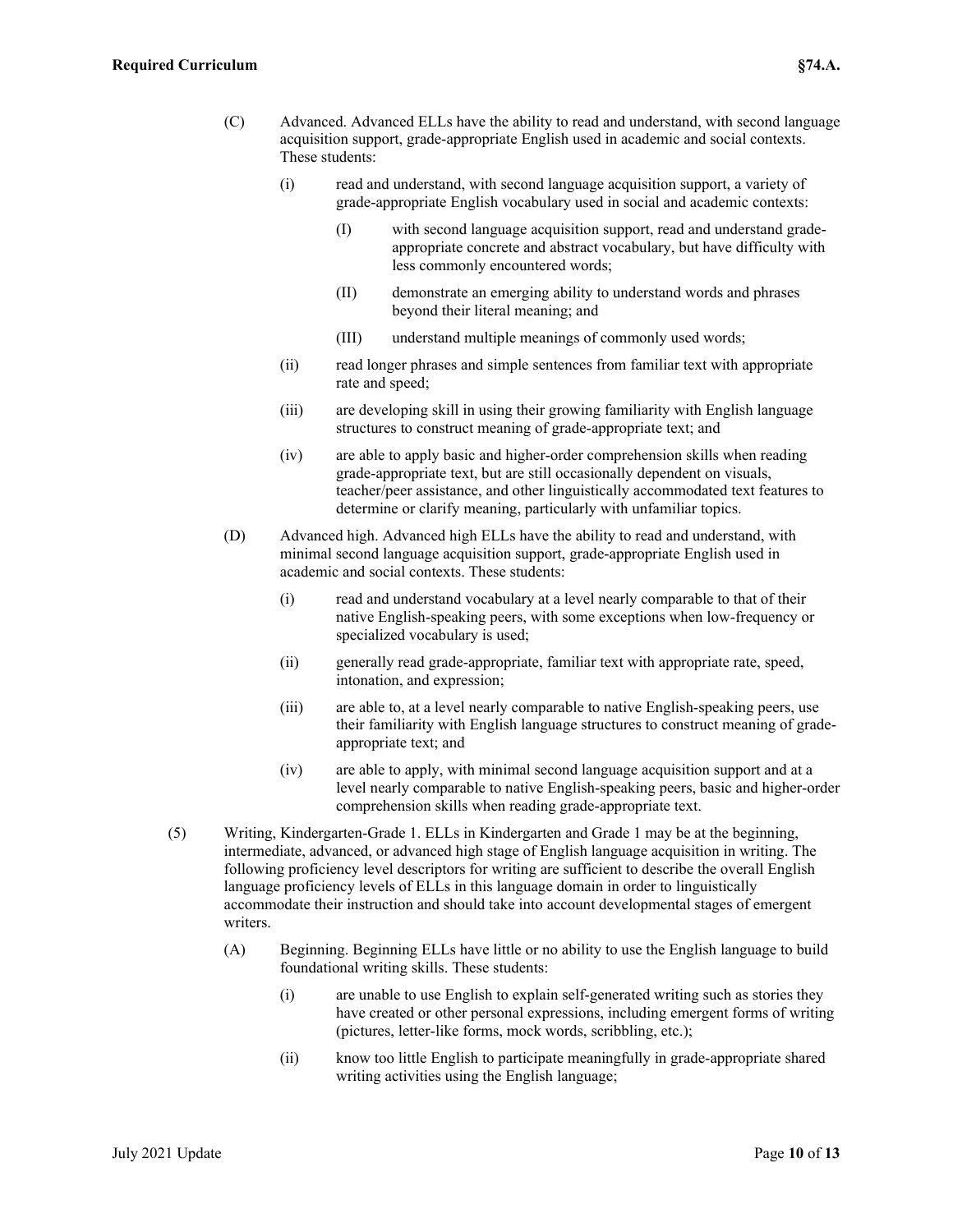(C) Advanced. Advanced ELLs have the ability to read and understand, with second language acquisition support, grade-appropriate English used in academic and social contexts. These students:

  (i) read and understand, with second language acquisition support, a variety of grade-appropriate English vocabulary used in social and academic contexts:

    (I) with second language acquisition support, read and understand grade-appropriate concrete and abstract vocabulary, but have difficulty with less commonly encountered words;

    (II) demonstrate an emerging ability to understand words and phrases beyond their literal meaning; and

    (III) understand multiple meanings of commonly used words;

  (ii) read longer phrases and simple sentences from familiar text with appropriate rate and speed;

  (iii) are developing skill in using their growing familiarity with English language structures to construct meaning of grade-appropriate text; and

  (iv) are able to apply basic and higher-order comprehension skills when reading grade-appropriate text, but are still occasionally dependent on visuals, teacher/peer assistance, and other linguistically accommodated text features to determine or clarify meaning, particularly with unfamiliar topics.

(D) Advanced high. Advanced high ELLs have the ability to read and understand, with minimal second language acquisition support, grade-appropriate English used in academic and social contexts. These students:

  (i) read and understand vocabulary at a level nearly comparable to that of their native English-speaking peers, with some exceptions when low-frequency or specialized vocabulary is used;

  (ii) generally read grade-appropriate, familiar text with appropriate rate, speed, intonation, and expression;

  (iii) are able to, at a level nearly comparable to native English-speaking peers, use their familiarity with English language structures to construct meaning of grade-appropriate text; and

  (iv) are able to apply, with minimal second language acquisition support and at a level nearly comparable to native English-speaking peers, basic and higher-order comprehension skills when reading grade-appropriate text.

(5) Writing, Kindergarten-Grade 1. ELLs in Kindergarten and Grade 1 may be at the beginning, intermediate, advanced, or advanced high stage of English language acquisition in writing. The following proficiency level descriptors for writing are sufficient to describe the overall English language proficiency levels of ELLs in this language domain in order to linguistically accommodate their instruction and should take into account developmental stages of emergent writers.

  (A) Beginning. Beginning ELLs have little or no ability to use the English language to build foundational writing skills. These students:

    (i) are unable to use English to explain self-generated writing such as stories they have created or other personal expressions, including emergent forms of writing (pictures, letter-like forms, mock words, scribbling, etc.);

    (ii) know too little English to participate meaningfully in grade-appropriate shared writing activities using the English language;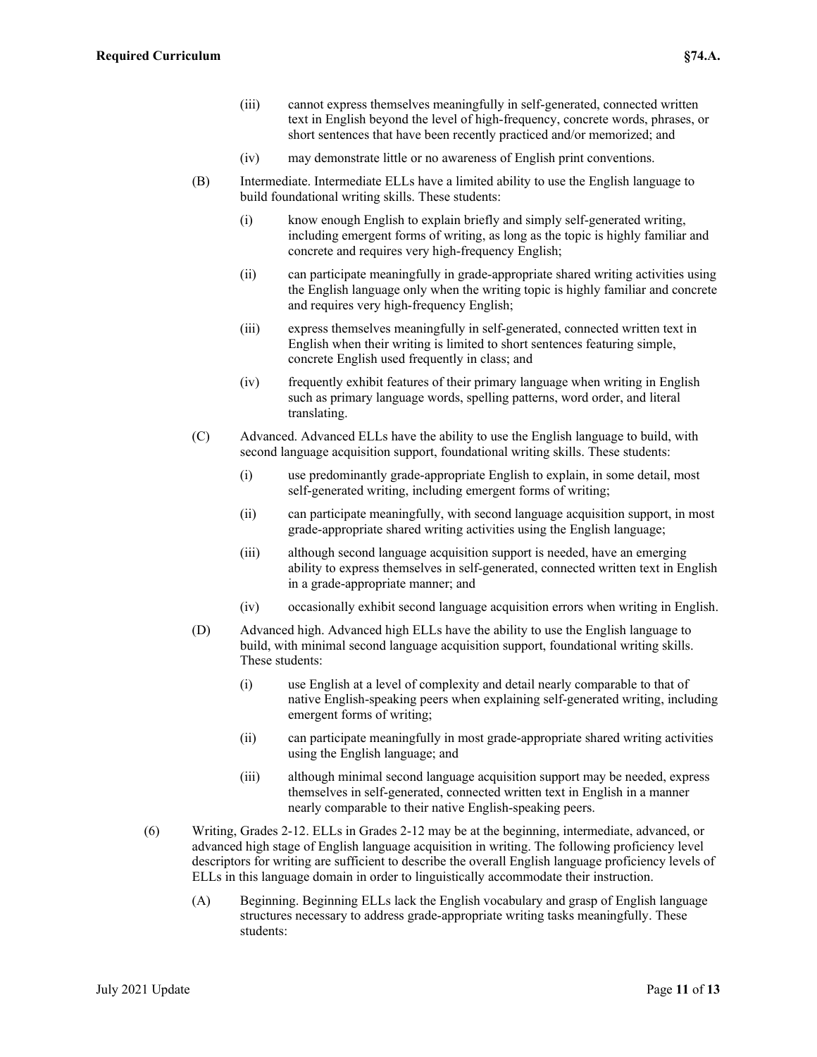(iii) cannot express themselves meaningfully in self-generated, connected written text in English beyond the level of high-frequency, concrete words, phrases, or short sentences that have been recently practiced and/or memorized; and

(iv) may demonstrate little or no awareness of English print conventions.

(B) Intermediate. Intermediate ELLs have a limited ability to use the English language to build foundational writing skills. These students:

(i) know enough English to explain briefly and simply self-generated writing, including emergent forms of writing, as long as the topic is highly familiar and concrete and requires very high-frequency English;

(ii) can participate meaningfully in grade-appropriate shared writing activities using the English language only when the writing topic is highly familiar and concrete and requires very high-frequency English;

(iii) express themselves meaningfully in self-generated, connected written text in English when their writing is limited to short sentences featuring simple, concrete English used frequently in class; and

(iv) frequently exhibit features of their primary language when writing in English such as primary language words, spelling patterns, word order, and literal translating.

(C) Advanced. Advanced ELLs have the ability to use the English language to build, with second language acquisition support, foundational writing skills. These students:

(i) use predominantly grade-appropriate English to explain, in some detail, most self-generated writing, including emergent forms of writing;

(ii) can participate meaningfully, with second language acquisition support, in most grade-appropriate shared writing activities using the English language;

(iii) although second language acquisition support is needed, have an emerging ability to express themselves in self-generated, connected written text in English in a grade-appropriate manner; and

(iv) occasionally exhibit second language acquisition errors when writing in English.

(D) Advanced high. Advanced high ELLs have the ability to use the English language to build, with minimal second language acquisition support, foundational writing skills. These students:

(i) use English at a level of complexity and detail nearly comparable to that of native English-speaking peers when explaining self-generated writing, including emergent forms of writing;

(ii) can participate meaningfully in most grade-appropriate shared writing activities using the English language; and

(iii) although minimal second language acquisition support may be needed, express themselves in self-generated, connected written text in English in a manner nearly comparable to their native English-speaking peers.

(6) Writing, Grades 2-12. ELLs in Grades 2-12 may be at the beginning, intermediate, advanced, or advanced high stage of English language acquisition in writing. The following proficiency level descriptors for writing are sufficient to describe the overall English language proficiency levels of ELLs in this language domain in order to linguistically accommodate their instruction.

(A) Beginning. Beginning ELLs lack the English vocabulary and grasp of English language structures necessary to address grade-appropriate writing tasks meaningfully. These students: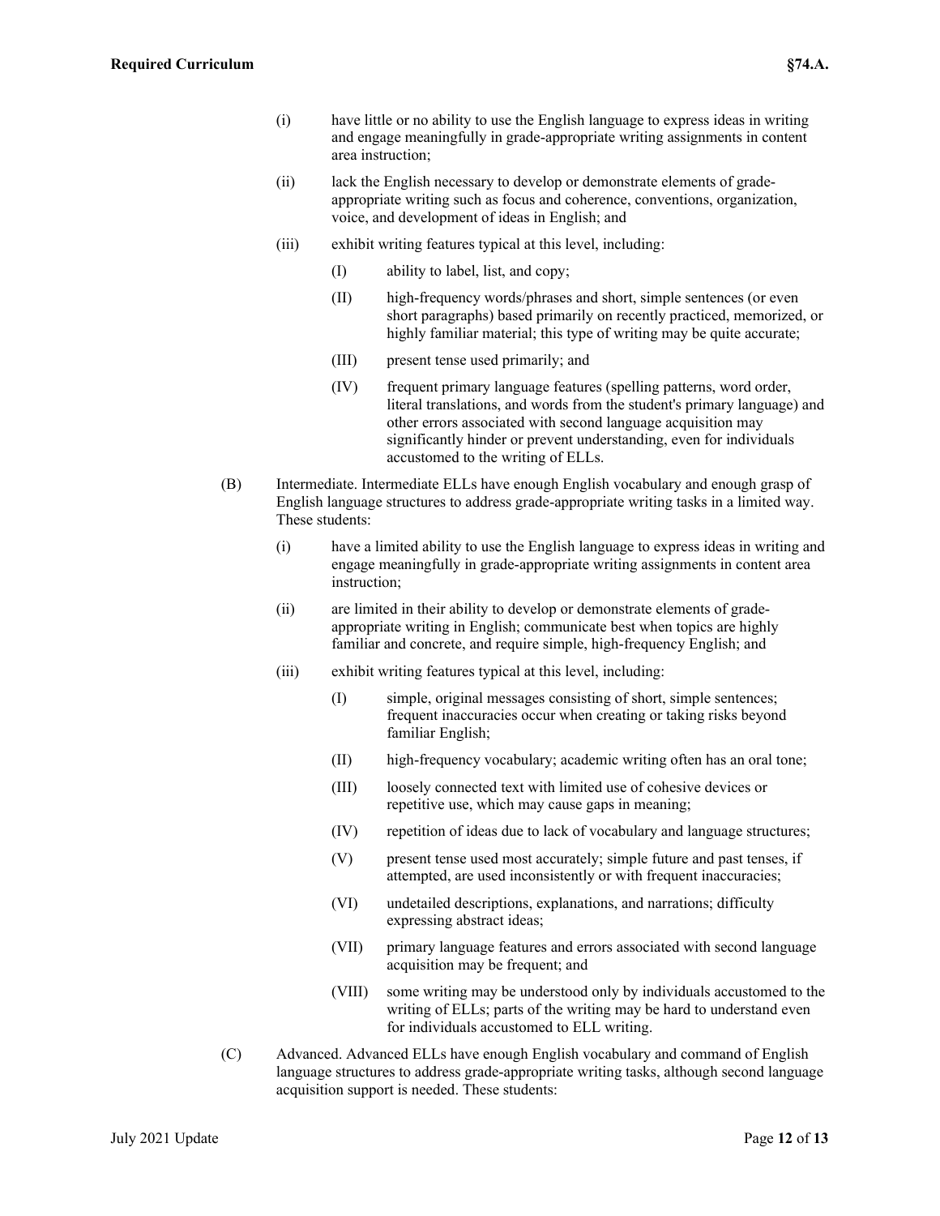(i) have little or no ability to use the English language to express ideas in writing and engage meaningfully in grade-appropriate writing assignments in content area instruction;

(ii) lack the English necessary to develop or demonstrate elements of grade-appropriate writing such as focus and coherence, conventions, organization, voice, and development of ideas in English; and

(iii) exhibit writing features typical at this level, including:

(I) ability to label, list, and copy;

(II) high-frequency words/phrases and short, simple sentences (or even short paragraphs) based primarily on recently practiced, memorized, or highly familiar material; this type of writing may be quite accurate;

(III) present tense used primarily; and

(IV) frequent primary language features (spelling patterns, word order, literal translations, and words from the student's primary language) and other errors associated with second language acquisition may significantly hinder or prevent understanding, even for individuals accustomed to the writing of ELLs.

(B) Intermediate. Intermediate ELLs have enough English vocabulary and enough grasp of English language structures to address grade-appropriate writing tasks in a limited way. These students:

(i) have a limited ability to use the English language to express ideas in writing and engage meaningfully in grade-appropriate writing assignments in content area instruction;

(ii) are limited in their ability to develop or demonstrate elements of grade-appropriate writing in English; communicate best when topics are highly familiar and concrete, and require simple, high-frequency English; and

(iii) exhibit writing features typical at this level, including:

(I) simple, original messages consisting of short, simple sentences; frequent inaccuracies occur when creating or taking risks beyond familiar English;

(II) high-frequency vocabulary; academic writing often has an oral tone;

(III) loosely connected text with limited use of cohesive devices or repetitive use, which may cause gaps in meaning;

(IV) repetition of ideas due to lack of vocabulary and language structures;

(V) present tense used most accurately; simple future and past tenses, if attempted, are used inconsistently or with frequent inaccuracies;

(VI) undetailed descriptions, explanations, and narrations; difficulty expressing abstract ideas;

(VII) primary language features and errors associated with second language acquisition may be frequent; and

(VIII) some writing may be understood only by individuals accustomed to the writing of ELLs; parts of the writing may be hard to understand even for individuals accustomed to ELL writing.

(C) Advanced. Advanced ELLs have enough English vocabulary and command of English language structures to address grade-appropriate writing tasks, although second language acquisition support is needed. These students: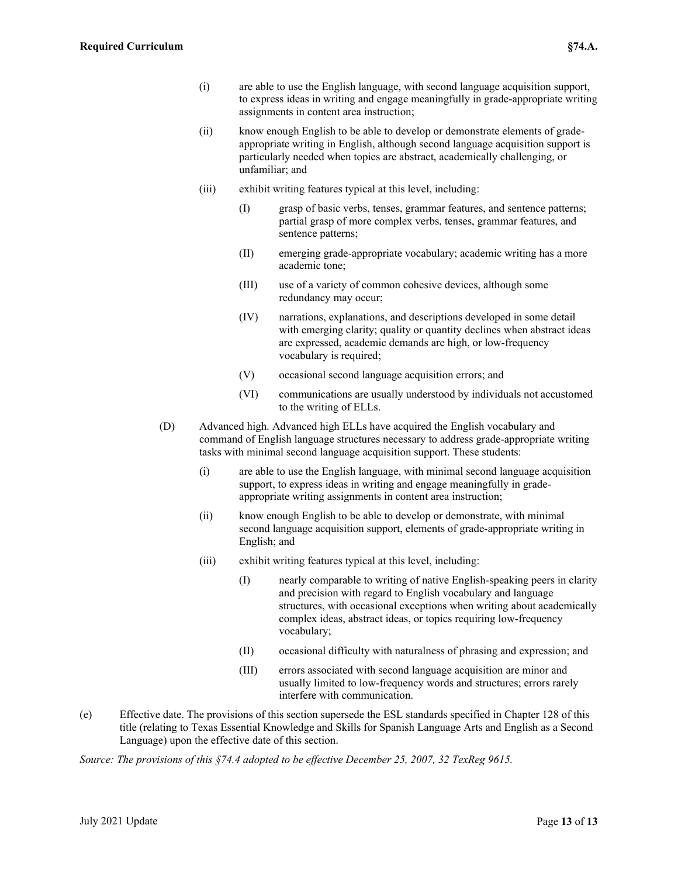(i) are able to use the English language, with second language acquisition support, to express ideas in writing and engage meaningfully in grade-appropriate writing assignments in content area instruction;

(ii) know enough English to be able to develop or demonstrate elements of grade-appropriate writing in English, although second language acquisition support is particularly needed when topics are abstract, academically challenging, or unfamiliar; and

(iii) exhibit writing features typical at this level, including:

(I) grasp of basic verbs, tenses, grammar features, and sentence patterns; partial grasp of more complex verbs, tenses, grammar features, and sentence patterns;

(II) emerging grade-appropriate vocabulary; academic writing has a more academic tone;

(III) use of a variety of common cohesive devices, although some redundancy may occur;

(IV) narrations, explanations, and descriptions developed in some detail with emerging clarity; quality or quantity declines when abstract ideas are expressed, academic demands are high, or low-frequency vocabulary is required;

(V) occasional second language acquisition errors; and

(VI) communications are usually understood by individuals not accustomed to the writing of ELLs.

(D) Advanced high. Advanced high ELLs have acquired the English vocabulary and command of English language structures necessary to address grade-appropriate writing tasks with minimal second language acquisition support. These students:

(i) are able to use the English language, with minimal second language acquisition support, to express ideas in writing and engage meaningfully in grade-appropriate writing assignments in content area instruction;

(ii) know enough English to be able to develop or demonstrate, with minimal second language acquisition support, elements of grade-appropriate writing in English; and

(iii) exhibit writing features typical at this level, including:

(I) nearly comparable to writing of native English-speaking peers in clarity and precision with regard to English vocabulary and language structures, with occasional exceptions when writing about academically complex ideas, abstract ideas, or topics requiring low-frequency vocabulary;

(II) occasional difficulty with naturalness of phrasing and expression; and

(III) errors associated with second language acquisition are minor and usually limited to low-frequency words and structures; errors rarely interfere with communication.

(e) Effective date. The provisions of this section supersede the ESL standards specified in Chapter 128 of this title (relating to Texas Essential Knowledge and Skills for Spanish Language Arts and English as a Second Language) upon the effective date of this section.

*Source: The provisions of this §74.4 adopted to be effective December 25, 2007, 32 TexReg 9615.*